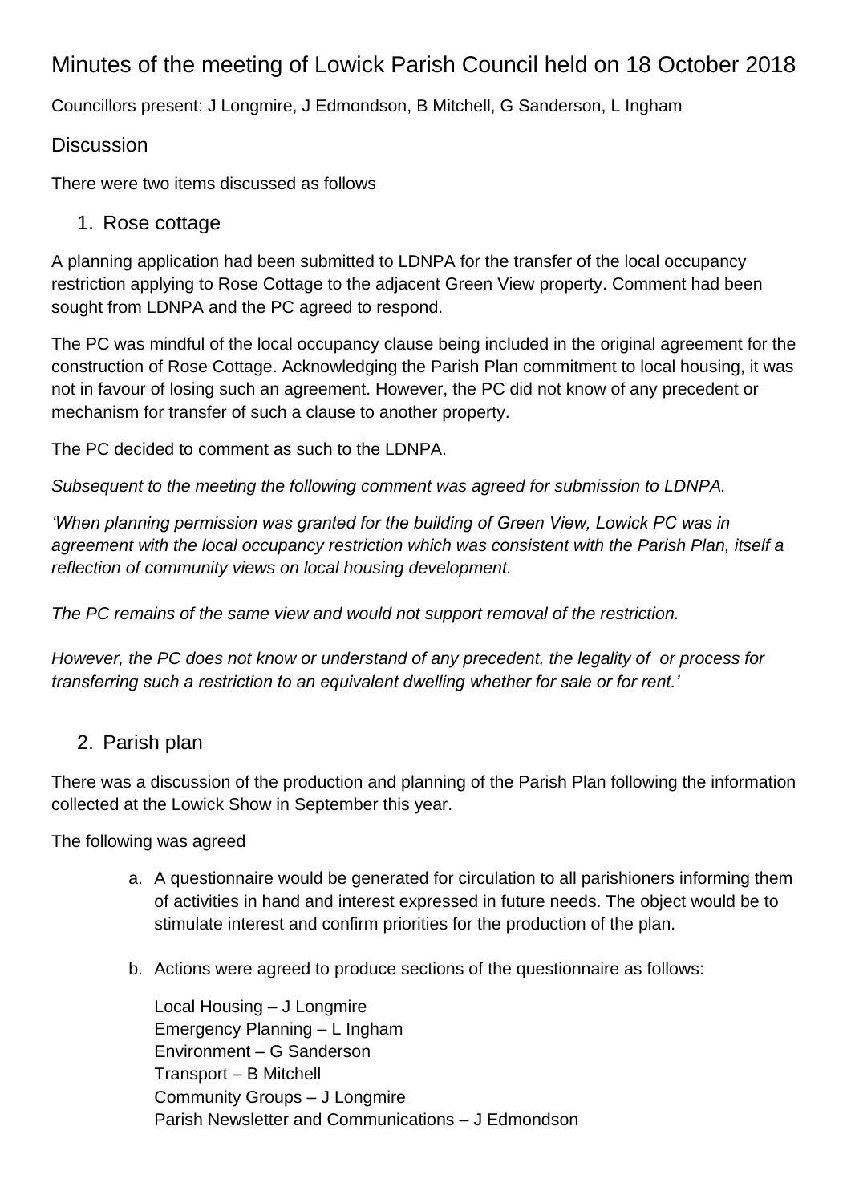# Minutes of the meeting of Lowick Parish Council held on 18 October 2018

Councillors present: J Longmire, J Edmondson, B Mitchell, G Sanderson, L Ingham

## Discussion

There were two items discussed as follows

### 1. Rose cottage

A planning application had been submitted to LDNPA for the transfer of the local occupancy restriction applying to Rose Cottage to the adjacent Green View property. Comment had been sought from LDNPA and the PC agreed to respond.

The PC was mindful of the local occupancy clause being included in the original agreement for the construction of Rose Cottage. Acknowledging the Parish Plan commitment to local housing, it was not in favour of losing such an agreement. However, the PC did not know of any precedent or mechanism for transfer of such a clause to another property.

The PC decided to comment as such to the LDNPA.

*Subsequent to the meeting the following comment was agreed for submission to LDNPA.*

*'When planning permission was granted for the building of Green View, Lowick PC was in agreement with the local occupancy restriction which was consistent with the Parish Plan, itself a reflection of community views on local housing development.*

*The PC remains of the same view and would not support removal of the restriction.*

*However, the PC does not know or understand of any precedent, the legality of or process for transferring such a restriction to an equivalent dwelling whether for sale or for rent.'*

### 2. Parish plan

There was a discussion of the production and planning of the Parish Plan following the information collected at the Lowick Show in September this year.

The following was agreed

a. A questionnaire would be generated for circulation to all parishioners informing them of activities in hand and interest expressed in future needs. The object would be to stimulate interest and confirm priorities for the production of the plan.

b. Actions were agreed to produce sections of the questionnaire as follows:

   Local Housing – J Longmire
   Emergency Planning – L Ingham
   Environment – G Sanderson
   Transport – B Mitchell
   Community Groups – J Longmire
   Parish Newsletter and Communications – J Edmondson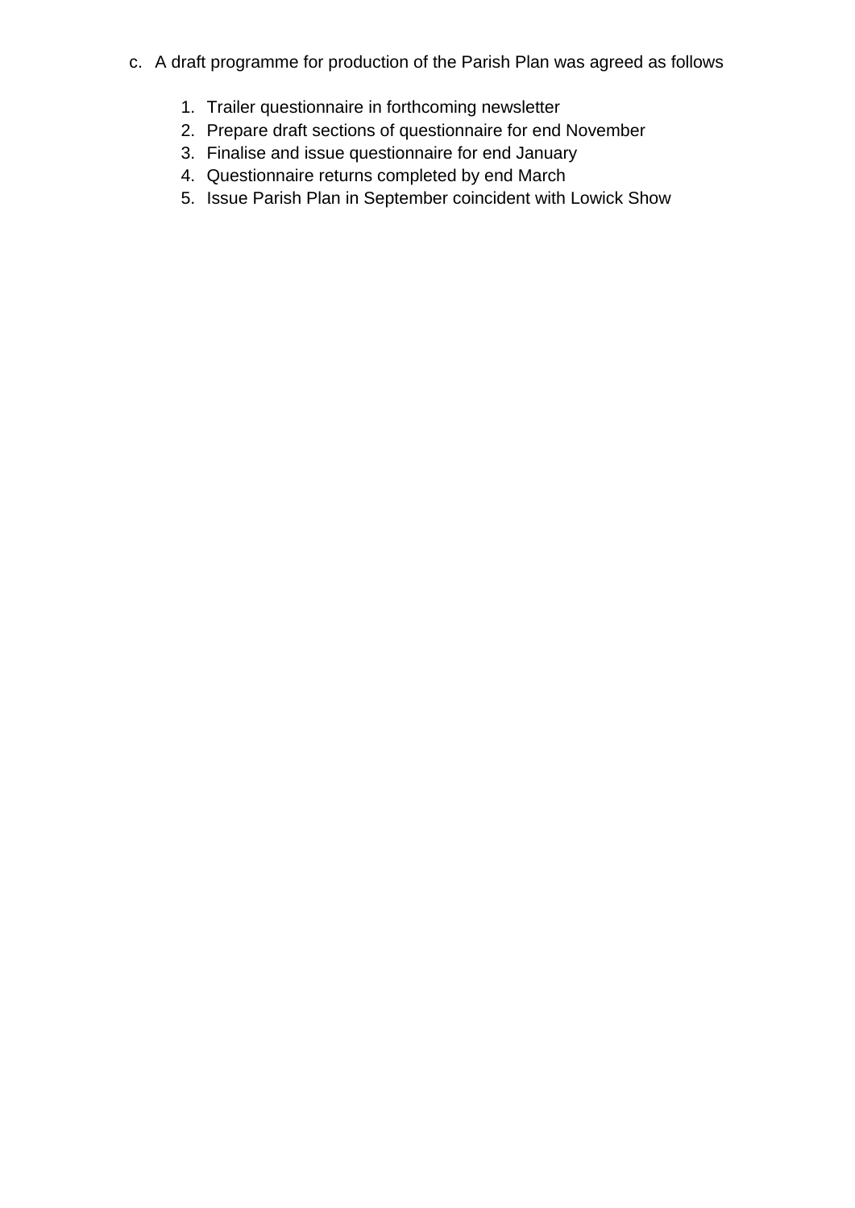c. A draft programme for production of the Parish Plan was agreed as follows

   1. Trailer questionnaire in forthcoming newsletter
   2. Prepare draft sections of questionnaire for end November
   3. Finalise and issue questionnaire for end January
   4. Questionnaire returns completed by end March
   5. Issue Parish Plan in September coincident with Lowick Show